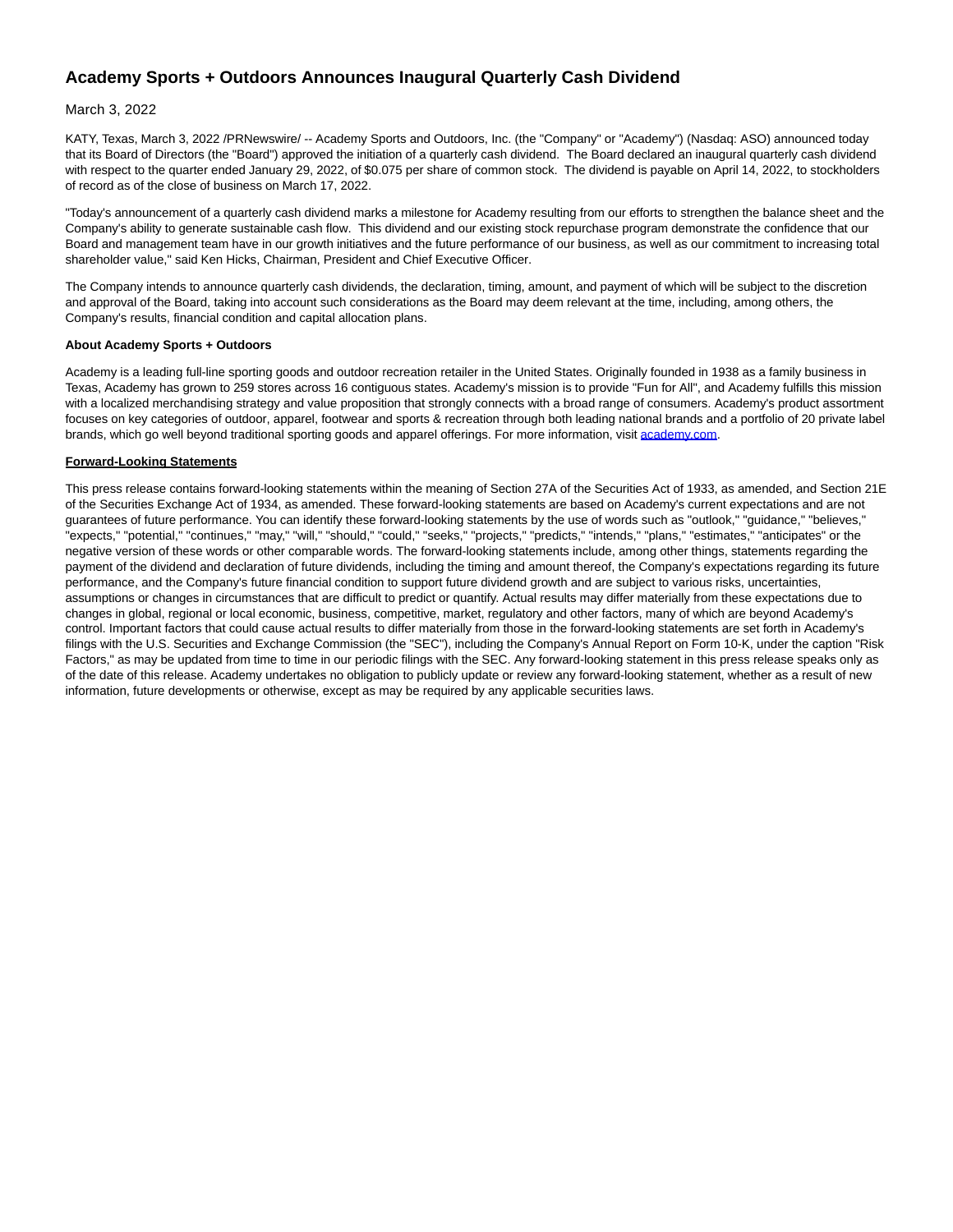# Academy Sports + Outdoors Announces Inaugural Quarterly Cash Dividend

March 3, 2022

KATY, Texas, March 3, 2022 /PRNewswire/ -- Academy Sports and Outdoors, Inc. (the "Company" or "Academy") (Nasdaq: ASO) announced today that its Board of Directors (the "Board") approved the initiation of a quarterly cash dividend. The Board declared an inaugural quarterly cash dividend with respect to the quarter ended January 29, 2022, of $0.075 per share of common stock. The dividend is payable on April 14, 2022, to stockholders of record as of the close of business on March 17, 2022.

"Today's announcement of a quarterly cash dividend marks a milestone for Academy resulting from our efforts to strengthen the balance sheet and the Company's ability to generate sustainable cash flow. This dividend and our existing stock repurchase program demonstrate the confidence that our Board and management team have in our growth initiatives and the future performance of our business, as well as our commitment to increasing total shareholder value," said Ken Hicks, Chairman, President and Chief Executive Officer.

The Company intends to announce quarterly cash dividends, the declaration, timing, amount, and payment of which will be subject to the discretion and approval of the Board, taking into account such considerations as the Board may deem relevant at the time, including, among others, the Company's results, financial condition and capital allocation plans.

**About Academy Sports + Outdoors**

Academy is a leading full-line sporting goods and outdoor recreation retailer in the United States. Originally founded in 1938 as a family business in Texas, Academy has grown to 259 stores across 16 contiguous states. Academy's mission is to provide "Fun for All", and Academy fulfills this mission with a localized merchandising strategy and value proposition that strongly connects with a broad range of consumers. Academy's product assortment focuses on key categories of outdoor, apparel, footwear and sports & recreation through both leading national brands and a portfolio of 20 private label brands, which go well beyond traditional sporting goods and apparel offerings. For more information, visit academy.com.

**Forward-Looking Statements**

This press release contains forward-looking statements within the meaning of Section 27A of the Securities Act of 1933, as amended, and Section 21E of the Securities Exchange Act of 1934, as amended. These forward-looking statements are based on Academy's current expectations and are not guarantees of future performance. You can identify these forward-looking statements by the use of words such as "outlook," "guidance," "believes," "expects," "potential," "continues," "may," "will," "should," "could," "seeks," "projects," "predicts," "intends," "plans," "estimates," "anticipates" or the negative version of these words or other comparable words. The forward-looking statements include, among other things, statements regarding the payment of the dividend and declaration of future dividends, including the timing and amount thereof, the Company's expectations regarding its future performance, and the Company's future financial condition to support future dividend growth and are subject to various risks, uncertainties, assumptions or changes in circumstances that are difficult to predict or quantify. Actual results may differ materially from these expectations due to changes in global, regional or local economic, business, competitive, market, regulatory and other factors, many of which are beyond Academy's control. Important factors that could cause actual results to differ materially from those in the forward-looking statements are set forth in Academy's filings with the U.S. Securities and Exchange Commission (the "SEC"), including the Company's Annual Report on Form 10-K, under the caption "Risk Factors," as may be updated from time to time in our periodic filings with the SEC. Any forward-looking statement in this press release speaks only as of the date of this release. Academy undertakes no obligation to publicly update or review any forward-looking statement, whether as a result of new information, future developments or otherwise, except as may be required by any applicable securities laws.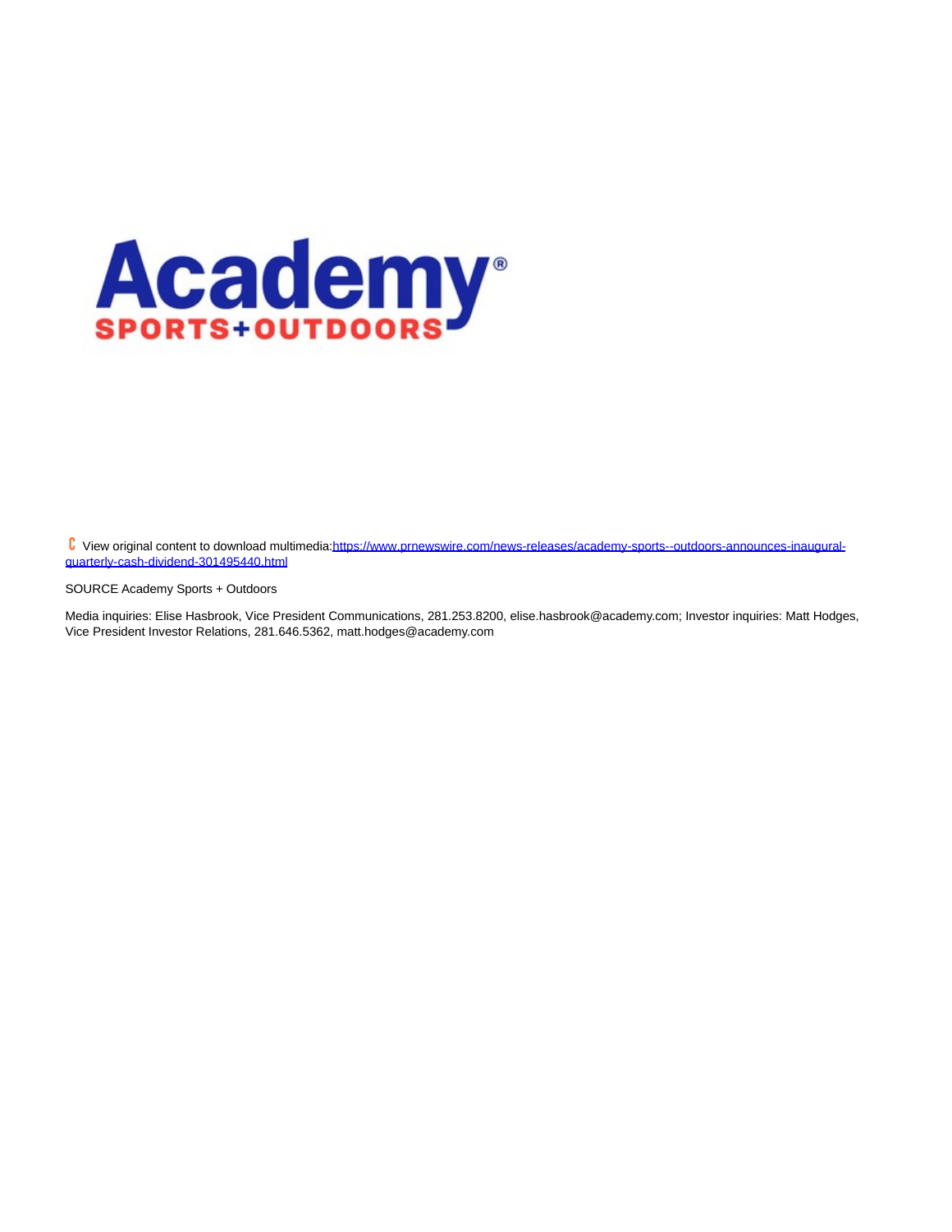View original content to download multimedia:https://www.prnewswire.com/news-releases/academy-sports--outdoors-announces-inaugural-quarterly-cash-dividend-301495440.html

SOURCE Academy Sports + Outdoors

Media inquiries: Elise Hasbrook, Vice President Communications, 281.253.8200, elise.hasbrook@academy.com; Investor inquiries: Matt Hodges, Vice President Investor Relations, 281.646.5362, matt.hodges@academy.com